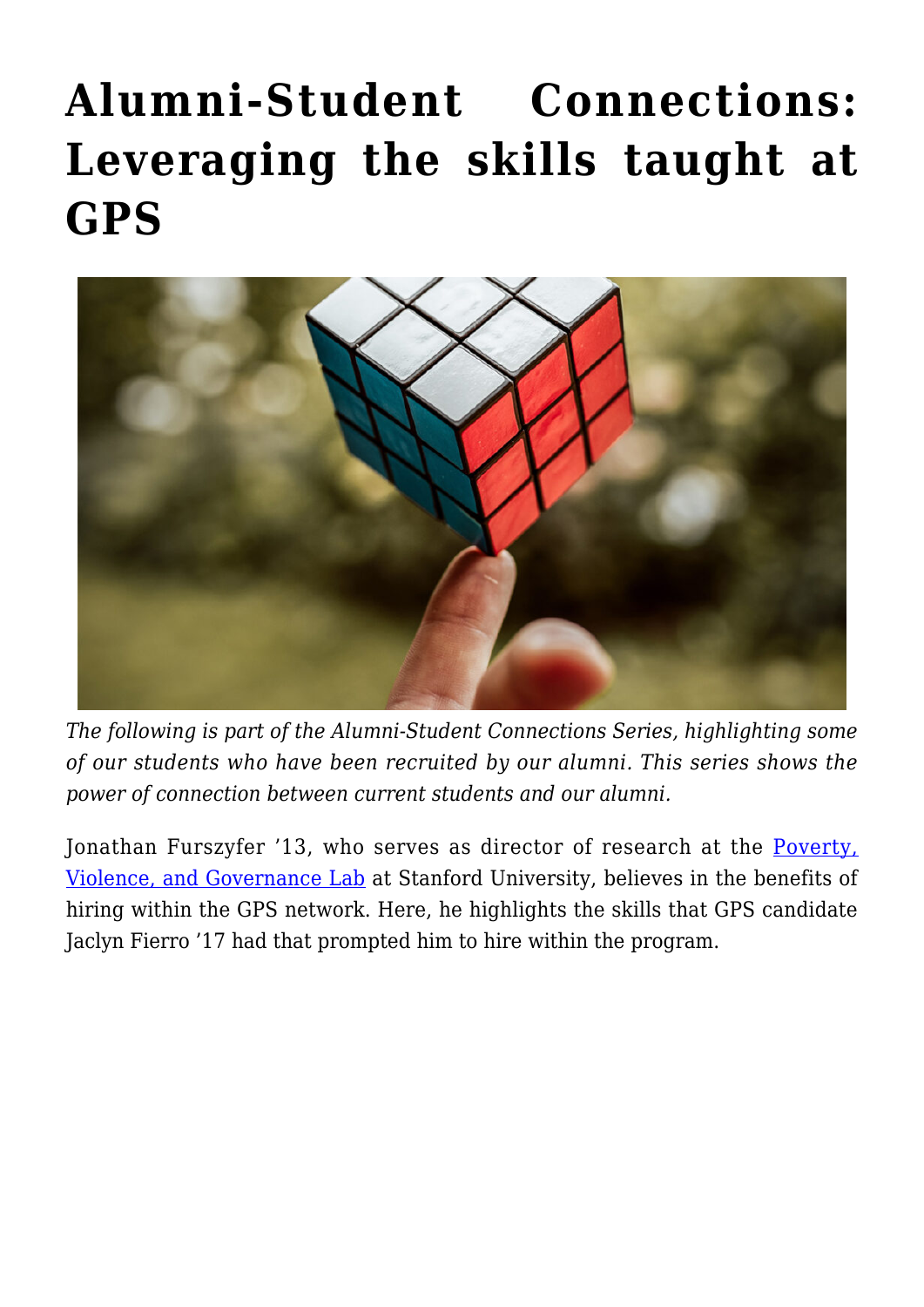# Alumni-Student Connections: Leveraging the skills taught at GPS

*The following is part of the Alumni-Student Connections Series, highlighting some of our students who have been recruited by our alumni. This series shows the power of connection between current students and our alumni.*

Jonathan Furszyfer '13, who serves as director of research at the [Poverty, Violence, and Governance Lab]() at Stanford University, believes in the benefits of hiring within the GPS network. Here, he highlights the skills that GPS candidate Jaclyn Fierro '17 had that prompted him to hire within the program.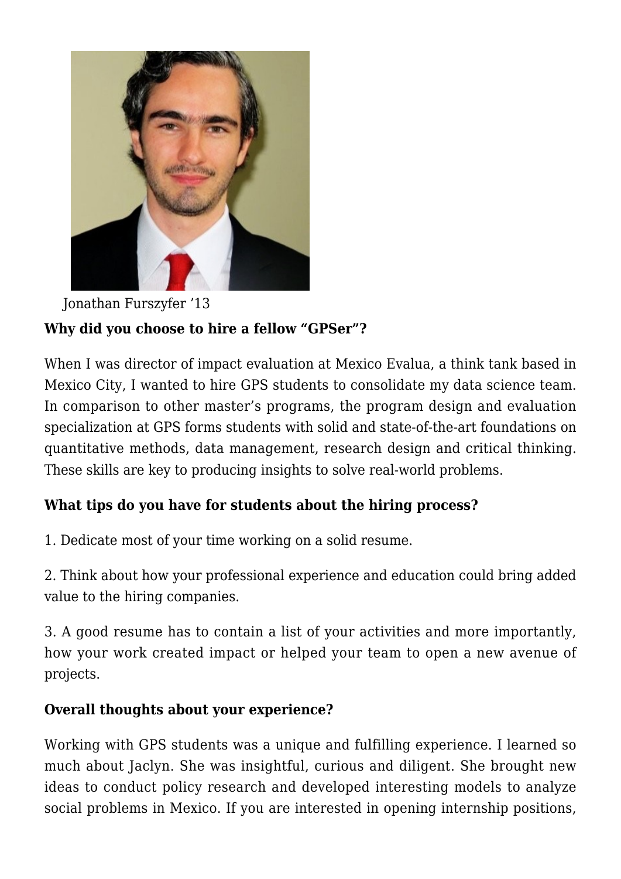Jonathan Furszyfer ’13

**Why did you choose to hire a fellow “GPSer”?**

When I was director of impact evaluation at Mexico Evalua, a think tank based in Mexico City, I wanted to hire GPS students to consolidate my data science team. In comparison to other master’s programs, the program design and evaluation specialization at GPS forms students with solid and state-of-the-art foundations on quantitative methods, data management, research design and critical thinking. These skills are key to producing insights to solve real-world problems.

**What tips do you have for students about the hiring process?**

1. Dedicate most of your time working on a solid resume.

2. Think about how your professional experience and education could bring added value to the hiring companies.

3. A good resume has to contain a list of your activities and more importantly, how your work created impact or helped your team to open a new avenue of projects.

**Overall thoughts about your experience?**

Working with GPS students was a unique and fulfilling experience. I learned so much about Jaclyn. She was insightful, curious and diligent. She brought new ideas to conduct policy research and developed interesting models to analyze social problems in Mexico. If you are interested in opening internship positions,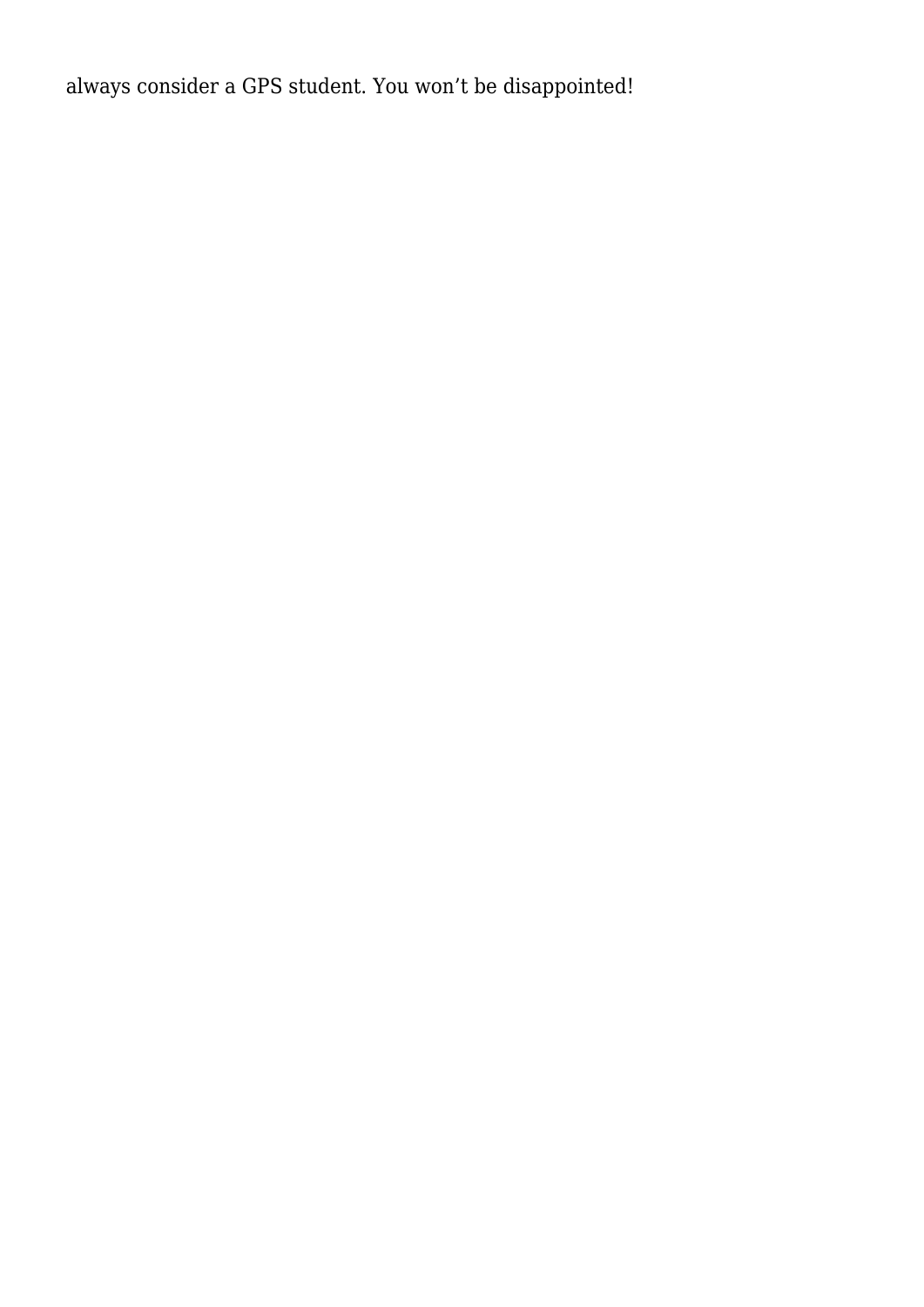always consider a GPS student. You won’t be disappointed!